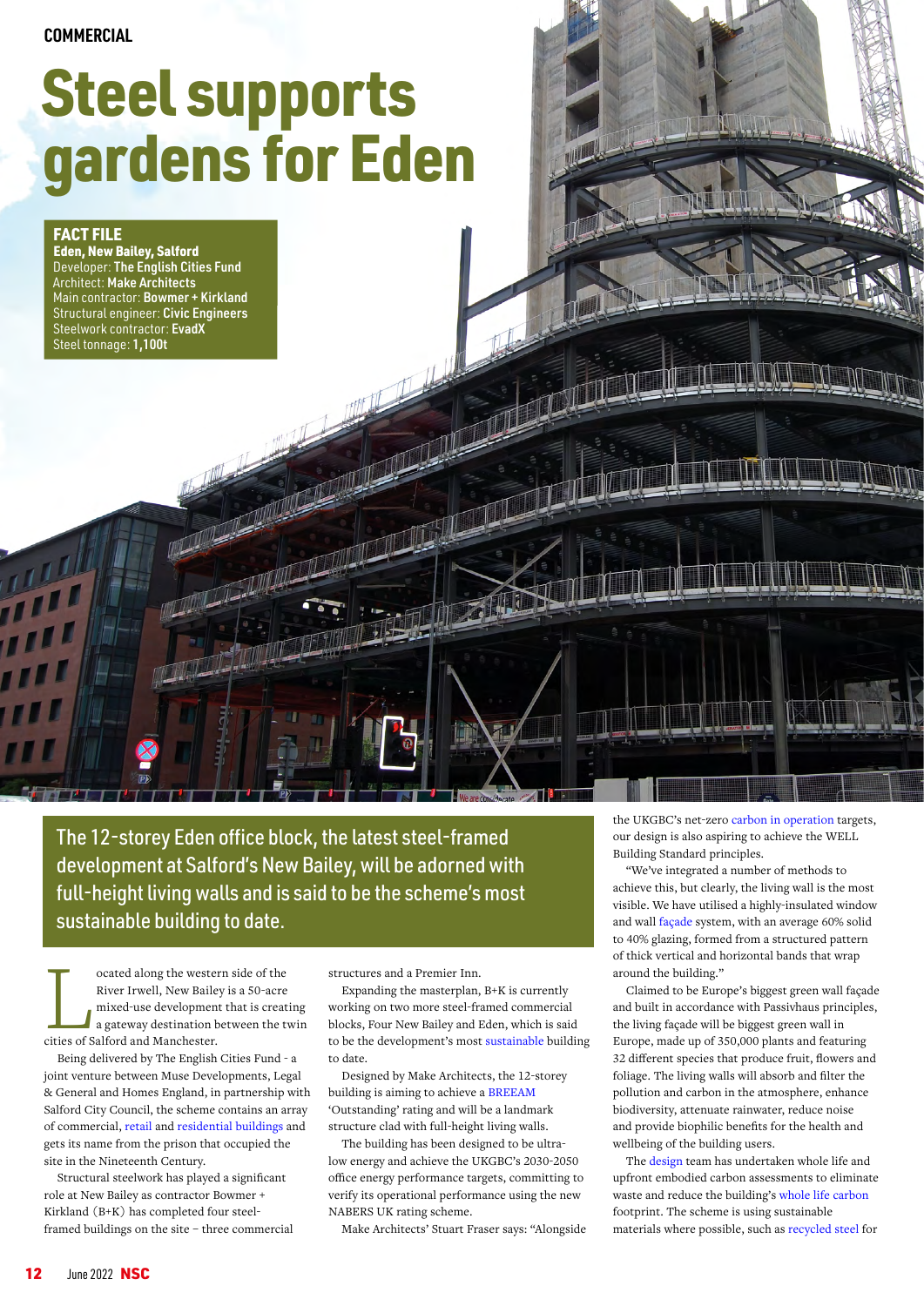COMMERCIAL

# Steel supports gardens for Eden

**FACT FILE**
**Eden, New Bailey, Salford**
Developer: **The English Cities Fund**
Architect: **Make Architects**
Main contractor: **Bowmer + Kirkland**
Structural engineer: **Civic Engineers**
Steelwork contractor: **EvadX**
Steel tonnage: **1,100t**

**The 12-storey Eden office block, the latest steel-framed development at Salford's New Bailey, will be adorned with full-height living walls and is said to be the scheme's most sustainable building to date.**

Located along the western side of the River Irwell, New Bailey is a 50-acre mixed-use development that is creating a gateway destination between the twin cities of Salford and Manchester.

Being delivered by The English Cities Fund - a joint venture between Muse Developments, Legal & General and Homes England, in partnership with Salford City Council, the scheme contains an array of commercial, retail and residential buildings and gets its name from the prison that occupied the site in the Nineteenth Century.

Structural steelwork has played a significant role at New Bailey as contractor Bowmer + Kirkland (B+K) has completed four steel-framed buildings on the site – three commercial structures and a Premier Inn.

Expanding the masterplan, B+K is currently working on two more steel-framed commercial blocks, Four New Bailey and Eden, which is said to be the development's most sustainable building to date.

Designed by Make Architects, the 12-storey building is aiming to achieve a BREEAM 'Outstanding' rating and will be a landmark structure clad with full-height living walls.

The building has been designed to be ultra-low energy and achieve the UKGBC's 2030-2050 office energy performance targets, committing to verify its operational performance using the new NABERS UK rating scheme.

Make Architects' Stuart Fraser says: "Alongside the UKGBC's net-zero carbon in operation targets, our design is also aspiring to achieve the WELL Building Standard principles.

"We've integrated a number of methods to achieve this, but clearly, the living wall is the most visible. We have utilised a highly-insulated window and wall façade system, with an average 60% solid to 40% glazing, formed from a structured pattern of thick vertical and horizontal bands that wrap around the building."

Claimed to be Europe's biggest green wall façade and built in accordance with Passivhaus principles, the living façade will be biggest green wall in Europe, made up of 350,000 plants and featuring 32 different species that produce fruit, flowers and foliage. The living walls will absorb and filter the pollution and carbon in the atmosphere, enhance biodiversity, attenuate rainwater, reduce noise and provide biophilic benefits for the health and wellbeing of the building users.

The design team has undertaken whole life and upfront embodied carbon assessments to eliminate waste and reduce the building's whole life carbon footprint. The scheme is using sustainable materials where possible, such as recycled steel for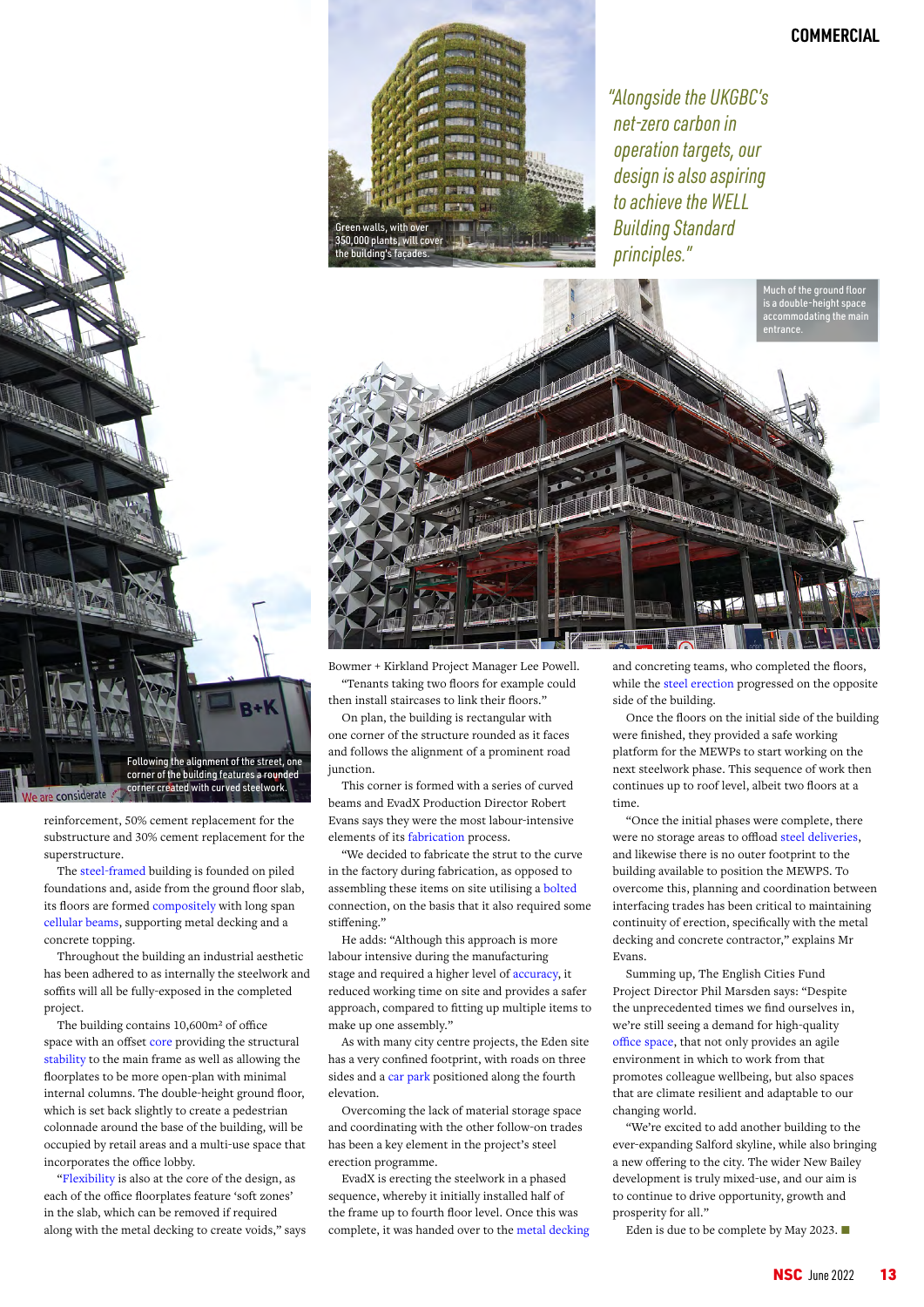*"Alongside the UKGBC's net-zero carbon in operation targets, our design is also aspiring to achieve the WELL Building Standard principles."*

Green walls, with over 350,000 plants, will cover the building's façades.

Much of the ground floor is a double-height space accommodating the main entrance.

Following the alignment of the street, one corner of the building features a rounded corner created with curved steelwork.

reinforcement, 50% cement replacement for the substructure and 30% cement replacement for the superstructure.

The steel-framed building is founded on piled foundations and, aside from the ground floor slab, its floors are formed compositely with long span cellular beams, supporting metal decking and a concrete topping.

Throughout the building an industrial aesthetic has been adhered to as internally the steelwork and soffits will all be fully-exposed in the completed project.

The building contains 10,600m² of office space with an offset core providing the structural stability to the main frame as well as allowing the floorplates to be more open-plan with minimal internal columns. The double-height ground floor, which is set back slightly to create a pedestrian colonnade around the base of the building, will be occupied by retail areas and a multi-use space that incorporates the office lobby.

"Flexibility is also at the core of the design, as each of the office floorplates feature 'soft zones' in the slab, which can be removed if required along with the metal decking to create voids," says Bowmer + Kirkland Project Manager Lee Powell. "Tenants taking two floors for example could then install staircases to link their floors."

On plan, the building is rectangular with one corner of the structure rounded as it faces and follows the alignment of a prominent road junction.

This corner is formed with a series of curved beams and EvadX Production Director Robert Evans says they were the most labour-intensive elements of its fabrication process.

"We decided to fabricate the strut to the curve in the factory during fabrication, as opposed to assembling these items on site utilising a bolted connection, on the basis that it also required some stiffening."

He adds: "Although this approach is more labour intensive during the manufacturing stage and required a higher level of accuracy, it reduced working time on site and provides a safer approach, compared to fitting up multiple items to make up one assembly."

As with many city centre projects, the Eden site has a very confined footprint, with roads on three sides and a car park positioned along the fourth elevation.

Overcoming the lack of material storage space and coordinating with the other follow-on trades has been a key element in the project's steel erection programme.

EvadX is erecting the steelwork in a phased sequence, whereby it initially installed half of the frame up to fourth floor level. Once this was complete, it was handed over to the metal decking and concreting teams, who completed the floors, while the steel erection progressed on the opposite side of the building.

Once the floors on the initial side of the building were finished, they provided a safe working platform for the MEWPs to start working on the next steelwork phase. This sequence of work then continues up to roof level, albeit two floors at a time.

"Once the initial phases were complete, there were no storage areas to offload steel deliveries, and likewise there is no outer footprint to the building available to position the MEWPS. To overcome this, planning and coordination between interfacing trades has been critical to maintaining continuity of erection, specifically with the metal decking and concrete contractor," explains Mr Evans.

Summing up, The English Cities Fund Project Director Phil Marsden says: "Despite the unprecedented times we find ourselves in, we're still seeing a demand for high-quality office space, that not only provides an agile environment in which to work from that promotes colleague wellbeing, but also spaces that are climate resilient and adaptable to our changing world.

"We're excited to add another building to the ever-expanding Salford skyline, while also bringing a new offering to the city. The wider New Bailey development is truly mixed-use, and our aim is to continue to drive opportunity, growth and prosperity for all."

Eden is due to be complete by May 2023. ■